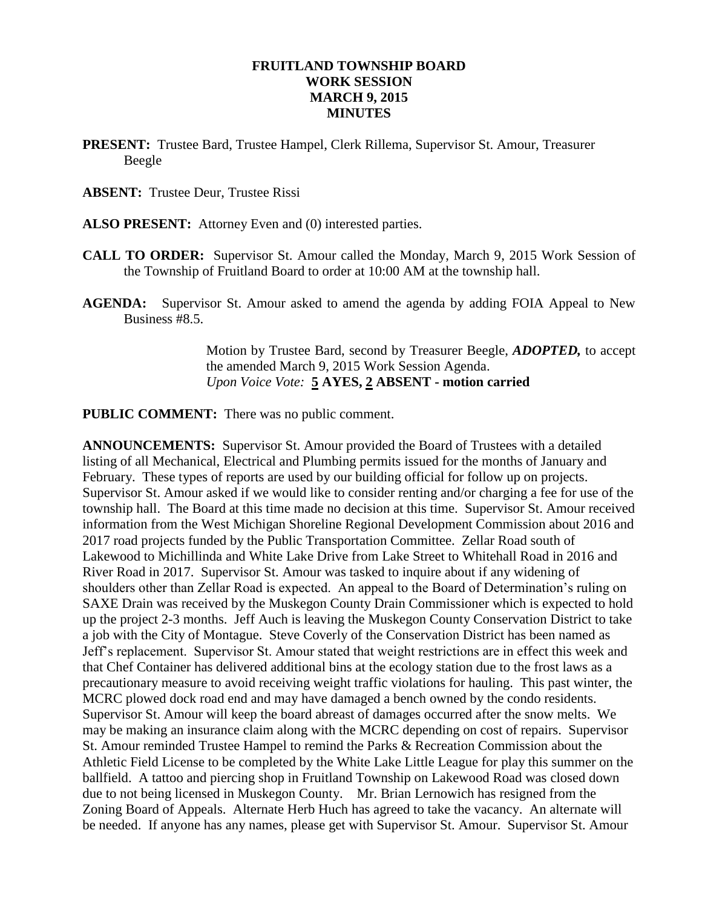# FRUITLAND TOWNSHIP BOARD
## WORK SESSION
## MARCH 9, 2015
## MINUTES

**PRESENT:** Trustee Bard, Trustee Hampel, Clerk Rillema, Supervisor St. Amour, Treasurer Beegle

**ABSENT:** Trustee Deur, Trustee Rissi

**ALSO PRESENT:** Attorney Even and (0) interested parties.

**CALL TO ORDER:** Supervisor St. Amour called the Monday, March 9, 2015 Work Session of the Township of Fruitland Board to order at 10:00 AM at the township hall.

**AGENDA:** Supervisor St. Amour asked to amend the agenda by adding FOIA Appeal to New Business #8.5.

> Motion by Trustee Bard, second by Treasurer Beegle, ***ADOPTED,*** to accept the amended March 9, 2015 Work Session Agenda.
> *Upon Voice Vote:* **5 AYES, 2 ABSENT - motion carried**

**PUBLIC COMMENT:** There was no public comment.

**ANNOUNCEMENTS:** Supervisor St. Amour provided the Board of Trustees with a detailed listing of all Mechanical, Electrical and Plumbing permits issued for the months of January and February. These types of reports are used by our building official for follow up on projects. Supervisor St. Amour asked if we would like to consider renting and/or charging a fee for use of the township hall. The Board at this time made no decision at this time. Supervisor St. Amour received information from the West Michigan Shoreline Regional Development Commission about 2016 and 2017 road projects funded by the Public Transportation Committee. Zellar Road south of Lakewood to Michillinda and White Lake Drive from Lake Street to Whitehall Road in 2016 and River Road in 2017. Supervisor St. Amour was tasked to inquire about if any widening of shoulders other than Zellar Road is expected. An appeal to the Board of Determination's ruling on SAXE Drain was received by the Muskegon County Drain Commissioner which is expected to hold up the project 2-3 months. Jeff Auch is leaving the Muskegon County Conservation District to take a job with the City of Montague. Steve Coverly of the Conservation District has been named as Jeff's replacement. Supervisor St. Amour stated that weight restrictions are in effect this week and that Chef Container has delivered additional bins at the ecology station due to the frost laws as a precautionary measure to avoid receiving weight traffic violations for hauling. This past winter, the MCRC plowed dock road end and may have damaged a bench owned by the condo residents. Supervisor St. Amour will keep the board abreast of damages occurred after the snow melts. We may be making an insurance claim along with the MCRC depending on cost of repairs. Supervisor St. Amour reminded Trustee Hampel to remind the Parks & Recreation Commission about the Athletic Field License to be completed by the White Lake Little League for play this summer on the ballfield. A tattoo and piercing shop in Fruitland Township on Lakewood Road was closed down due to not being licensed in Muskegon County. Mr. Brian Lernowich has resigned from the Zoning Board of Appeals. Alternate Herb Huch has agreed to take the vacancy. An alternate will be needed. If anyone has any names, please get with Supervisor St. Amour. Supervisor St. Amour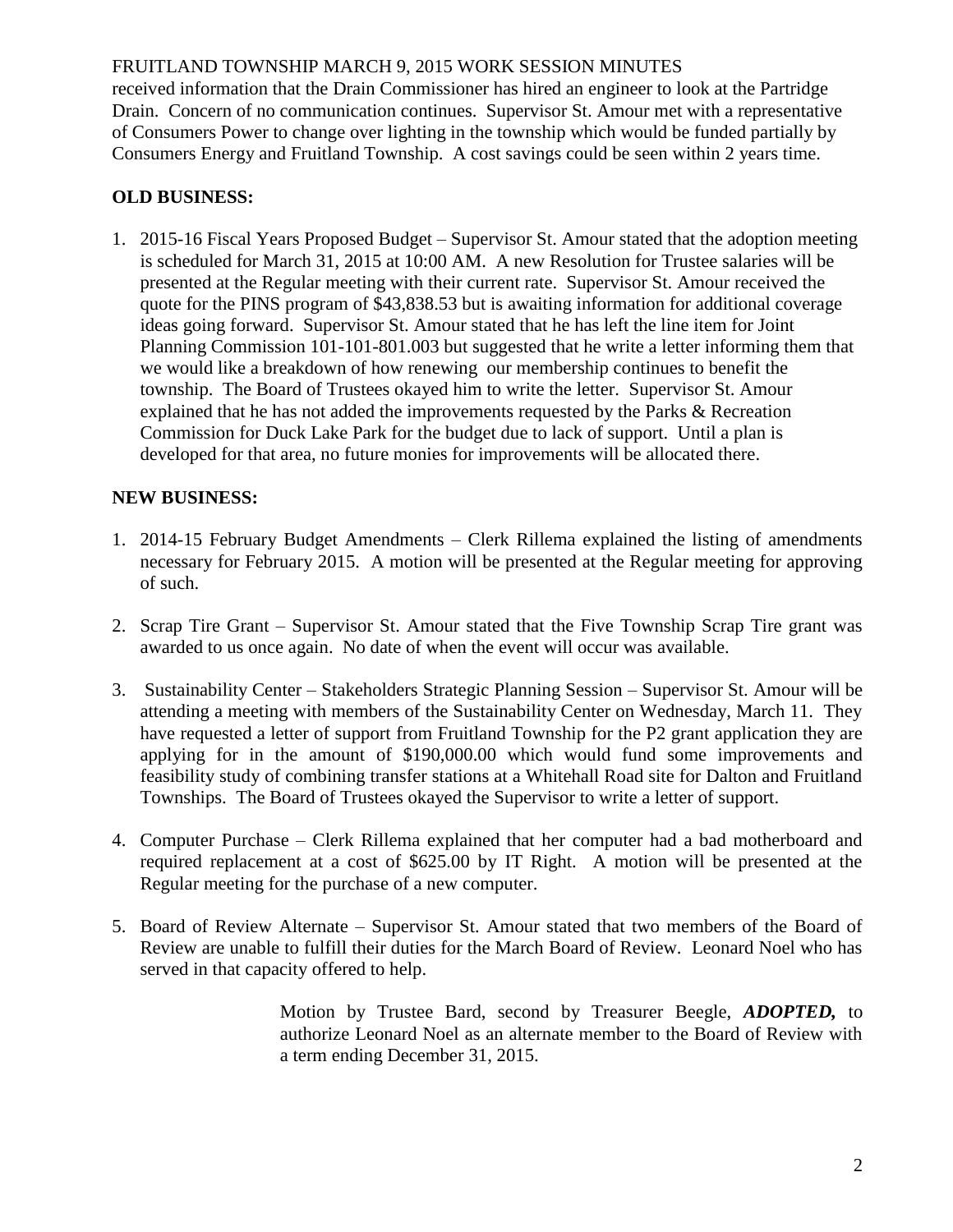received information that the Drain Commissioner has hired an engineer to look at the Partridge Drain. Concern of no communication continues. Supervisor St. Amour met with a representative of Consumers Power to change over lighting in the township which would be funded partially by Consumers Energy and Fruitland Township. A cost savings could be seen within 2 years time.

**OLD BUSINESS:**

1. 2015-16 Fiscal Years Proposed Budget – Supervisor St. Amour stated that the adoption meeting is scheduled for March 31, 2015 at 10:00 AM. A new Resolution for Trustee salaries will be presented at the Regular meeting with their current rate. Supervisor St. Amour received the quote for the PINS program of $43,838.53 but is awaiting information for additional coverage ideas going forward. Supervisor St. Amour stated that he has left the line item for Joint Planning Commission 101-101-801.003 but suggested that he write a letter informing them that we would like a breakdown of how renewing our membership continues to benefit the township. The Board of Trustees okayed him to write the letter. Supervisor St. Amour explained that he has not added the improvements requested by the Parks & Recreation Commission for Duck Lake Park for the budget due to lack of support. Until a plan is developed for that area, no future monies for improvements will be allocated there.

**NEW BUSINESS:**

1. 2014-15 February Budget Amendments – Clerk Rillema explained the listing of amendments necessary for February 2015. A motion will be presented at the Regular meeting for approving of such.

2. Scrap Tire Grant – Supervisor St. Amour stated that the Five Township Scrap Tire grant was awarded to us once again. No date of when the event will occur was available.

3. Sustainability Center – Stakeholders Strategic Planning Session – Supervisor St. Amour will be attending a meeting with members of the Sustainability Center on Wednesday, March 11. They have requested a letter of support from Fruitland Township for the P2 grant application they are applying for in the amount of $190,000.00 which would fund some improvements and feasibility study of combining transfer stations at a Whitehall Road site for Dalton and Fruitland Townships. The Board of Trustees okayed the Supervisor to write a letter of support.

4. Computer Purchase – Clerk Rillema explained that her computer had a bad motherboard and required replacement at a cost of $625.00 by IT Right. A motion will be presented at the Regular meeting for the purchase of a new computer.

5. Board of Review Alternate – Supervisor St. Amour stated that two members of the Board of Review are unable to fulfill their duties for the March Board of Review. Leonard Noel who has served in that capacity offered to help.

> Motion by Trustee Bard, second by Treasurer Beegle, ***ADOPTED,*** to authorize Leonard Noel as an alternate member to the Board of Review with a term ending December 31, 2015.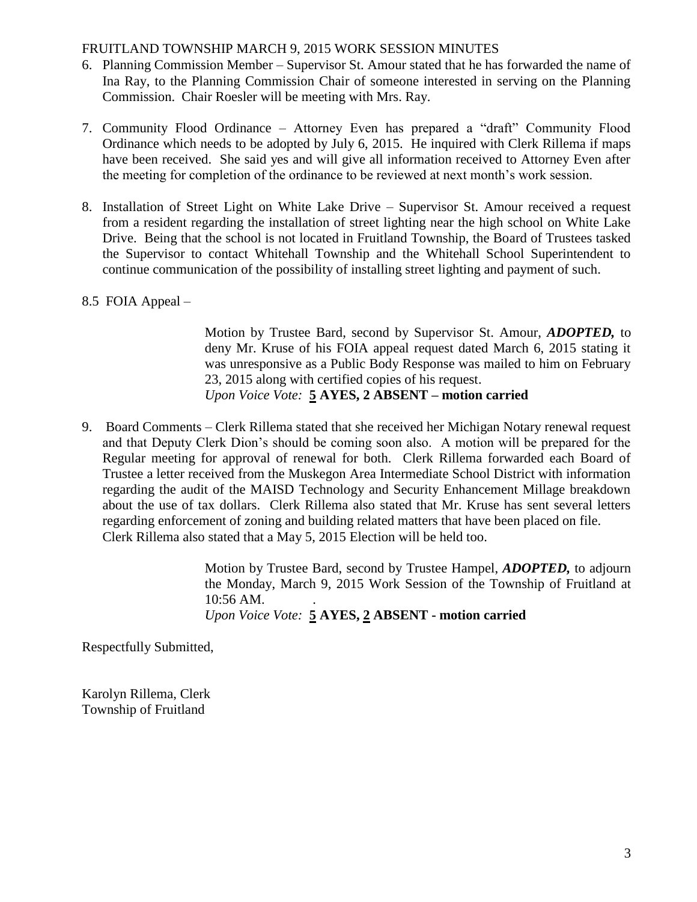6. Planning Commission Member – Supervisor St. Amour stated that he has forwarded the name of Ina Ray, to the Planning Commission Chair of someone interested in serving on the Planning Commission. Chair Roesler will be meeting with Mrs. Ray.

7. Community Flood Ordinance – Attorney Even has prepared a "draft" Community Flood Ordinance which needs to be adopted by July 6, 2015. He inquired with Clerk Rillema if maps have been received. She said yes and will give all information received to Attorney Even after the meeting for completion of the ordinance to be reviewed at next month's work session.

8. Installation of Street Light on White Lake Drive – Supervisor St. Amour received a request from a resident regarding the installation of street lighting near the high school on White Lake Drive. Being that the school is not located in Fruitland Township, the Board of Trustees tasked the Supervisor to contact Whitehall Township and the Whitehall School Superintendent to continue communication of the possibility of installing street lighting and payment of such.

8.5 FOIA Appeal –

> Motion by Trustee Bard, second by Supervisor St. Amour, ***ADOPTED,*** to deny Mr. Kruse of his FOIA appeal request dated March 6, 2015 stating it was unresponsive as a Public Body Response was mailed to him on February 23, 2015 along with certified copies of his request.
> *Upon Voice Vote:* **5 AYES, 2 ABSENT – motion carried**

9. Board Comments – Clerk Rillema stated that she received her Michigan Notary renewal request and that Deputy Clerk Dion's should be coming soon also. A motion will be prepared for the Regular meeting for approval of renewal for both. Clerk Rillema forwarded each Board of Trustee a letter received from the Muskegon Area Intermediate School District with information regarding the audit of the MAISD Technology and Security Enhancement Millage breakdown about the use of tax dollars. Clerk Rillema also stated that Mr. Kruse has sent several letters regarding enforcement of zoning and building related matters that have been placed on file. Clerk Rillema also stated that a May 5, 2015 Election will be held too.

> Motion by Trustee Bard, second by Trustee Hampel, ***ADOPTED,*** to adjourn the Monday, March 9, 2015 Work Session of the Township of Fruitland at 10:56 AM.
> *Upon Voice Vote:* **5 AYES, 2 ABSENT - motion carried**

Respectfully Submitted,

Karolyn Rillema, Clerk
Township of Fruitland